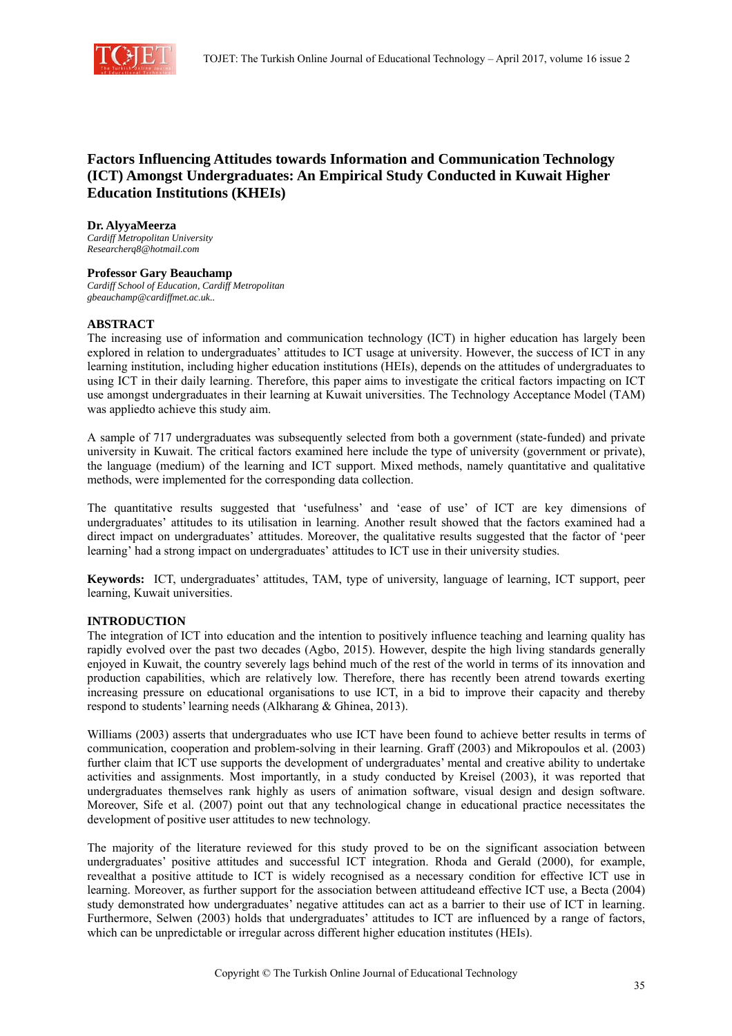# Factors Influencing Attitudes towards Information and Communication Technology (ICT) Amongst Undergraduates: An Empirical Study Conducted in Kuwait Higher Education Institutions (KHEIs)

**Dr. AlyyaMeerza**
*Cardiff Metropolitan University*
*Researcherq8@hotmail.com*

**Professor Gary Beauchamp**
*Cardiff School of Education, Cardiff Metropolitan*
*gbeauchamp@cardiffmet.ac.uk..*

## ABSTRACT

The increasing use of information and communication technology (ICT) in higher education has largely been explored in relation to undergraduates' attitudes to ICT usage at university. However, the success of ICT in any learning institution, including higher education institutions (HEIs), depends on the attitudes of undergraduates to using ICT in their daily learning. Therefore, this paper aims to investigate the critical factors impacting on ICT use amongst undergraduates in their learning at Kuwait universities. The Technology Acceptance Model (TAM) was appliedto achieve this study aim.

A sample of 717 undergraduates was subsequently selected from both a government (state-funded) and private university in Kuwait. The critical factors examined here include the type of university (government or private), the language (medium) of the learning and ICT support. Mixed methods, namely quantitative and qualitative methods, were implemented for the corresponding data collection.

The quantitative results suggested that 'usefulness' and 'ease of use' of ICT are key dimensions of undergraduates' attitudes to its utilisation in learning. Another result showed that the factors examined had a direct impact on undergraduates' attitudes. Moreover, the qualitative results suggested that the factor of 'peer learning' had a strong impact on undergraduates' attitudes to ICT use in their university studies.

**Keywords:** ICT, undergraduates' attitudes, TAM, type of university, language of learning, ICT support, peer learning, Kuwait universities.

## INTRODUCTION

The integration of ICT into education and the intention to positively influence teaching and learning quality has rapidly evolved over the past two decades (Agbo, 2015). However, despite the high living standards generally enjoyed in Kuwait, the country severely lags behind much of the rest of the world in terms of its innovation and production capabilities, which are relatively low. Therefore, there has recently been atrend towards exerting increasing pressure on educational organisations to use ICT, in a bid to improve their capacity and thereby respond to students' learning needs (Alkharang & Ghinea, 2013).

Williams (2003) asserts that undergraduates who use ICT have been found to achieve better results in terms of communication, cooperation and problem-solving in their learning. Graff (2003) and Mikropoulos et al. (2003) further claim that ICT use supports the development of undergraduates' mental and creative ability to undertake activities and assignments. Most importantly, in a study conducted by Kreisel (2003), it was reported that undergraduates themselves rank highly as users of animation software, visual design and design software. Moreover, Sife et al. (2007) point out that any technological change in educational practice necessitates the development of positive user attitudes to new technology.

The majority of the literature reviewed for this study proved to be on the significant association between undergraduates' positive attitudes and successful ICT integration. Rhoda and Gerald (2000), for example, revealthat a positive attitude to ICT is widely recognised as a necessary condition for effective ICT use in learning. Moreover, as further support for the association between attitudeand effective ICT use, a Becta (2004) study demonstrated how undergraduates' negative attitudes can act as a barrier to their use of ICT in learning. Furthermore, Selwen (2003) holds that undergraduates' attitudes to ICT are influenced by a range of factors, which can be unpredictable or irregular across different higher education institutes (HEIs).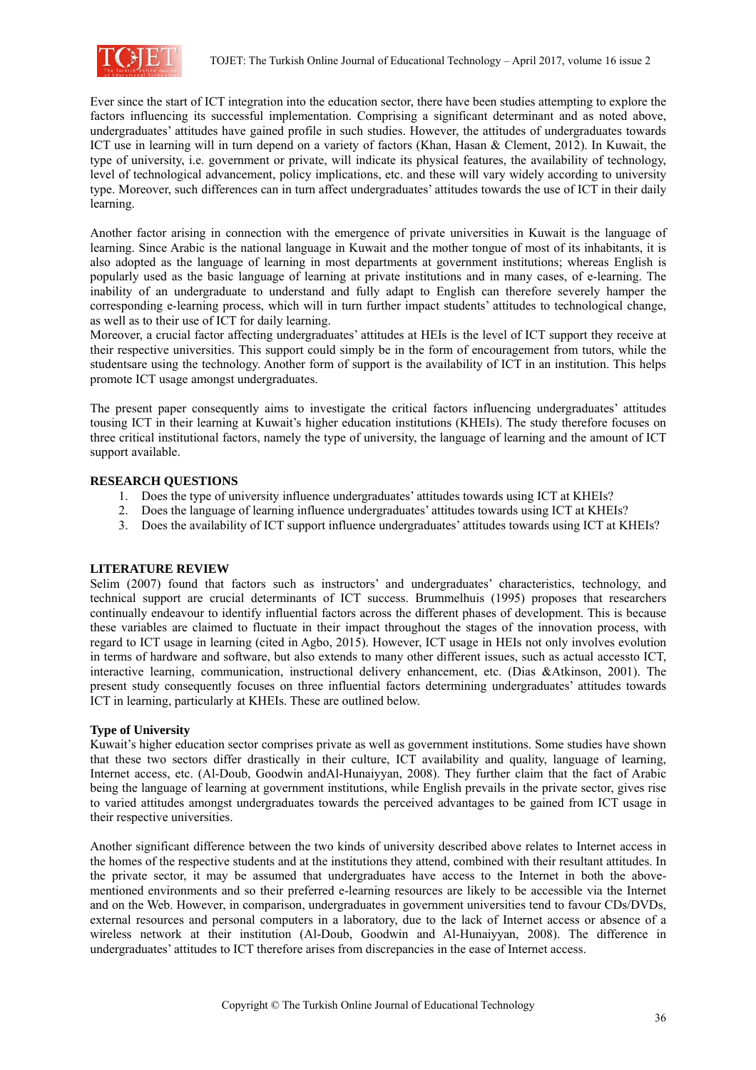Ever since the start of ICT integration into the education sector, there have been studies attempting to explore the factors influencing its successful implementation. Comprising a significant determinant and as noted above, undergraduates' attitudes have gained profile in such studies. However, the attitudes of undergraduates towards ICT use in learning will in turn depend on a variety of factors (Khan, Hasan & Clement, 2012). In Kuwait, the type of university, i.e. government or private, will indicate its physical features, the availability of technology, level of technological advancement, policy implications, etc. and these will vary widely according to university type. Moreover, such differences can in turn affect undergraduates' attitudes towards the use of ICT in their daily learning.

Another factor arising in connection with the emergence of private universities in Kuwait is the language of learning. Since Arabic is the national language in Kuwait and the mother tongue of most of its inhabitants, it is also adopted as the language of learning in most departments at government institutions; whereas English is popularly used as the basic language of learning at private institutions and in many cases, of e-learning. The inability of an undergraduate to understand and fully adapt to English can therefore severely hamper the corresponding e-learning process, which will in turn further impact students' attitudes to technological change, as well as to their use of ICT for daily learning.
Moreover, a crucial factor affecting undergraduates' attitudes at HEIs is the level of ICT support they receive at their respective universities. This support could simply be in the form of encouragement from tutors, while the studentsare using the technology. Another form of support is the availability of ICT in an institution. This helps promote ICT usage amongst undergraduates.

The present paper consequently aims to investigate the critical factors influencing undergraduates' attitudes tousing ICT in their learning at Kuwait's higher education institutions (KHEIs). The study therefore focuses on three critical institutional factors, namely the type of university, the language of learning and the amount of ICT support available.

## RESEARCH QUESTIONS

1. Does the type of university influence undergraduates' attitudes towards using ICT at KHEIs?
2. Does the language of learning influence undergraduates' attitudes towards using ICT at KHEIs?
3. Does the availability of ICT support influence undergraduates' attitudes towards using ICT at KHEIs?

## LITERATURE REVIEW

Selim (2007) found that factors such as instructors' and undergraduates' characteristics, technology, and technical support are crucial determinants of ICT success. Brummelhuis (1995) proposes that researchers continually endeavour to identify influential factors across the different phases of development. This is because these variables are claimed to fluctuate in their impact throughout the stages of the innovation process, with regard to ICT usage in learning (cited in Agbo, 2015). However, ICT usage in HEIs not only involves evolution in terms of hardware and software, but also extends to many other different issues, such as actual accessto ICT, interactive learning, communication, instructional delivery enhancement, etc. (Dias &Atkinson, 2001). The present study consequently focuses on three influential factors determining undergraduates' attitudes towards ICT in learning, particularly at KHEIs. These are outlined below.

### Type of University

Kuwait's higher education sector comprises private as well as government institutions. Some studies have shown that these two sectors differ drastically in their culture, ICT availability and quality, language of learning, Internet access, etc. (Al-Doub, Goodwin andAl-Hunaiyyan, 2008). They further claim that the fact of Arabic being the language of learning at government institutions, while English prevails in the private sector, gives rise to varied attitudes amongst undergraduates towards the perceived advantages to be gained from ICT usage in their respective universities.

Another significant difference between the two kinds of university described above relates to Internet access in the homes of the respective students and at the institutions they attend, combined with their resultant attitudes. In the private sector, it may be assumed that undergraduates have access to the Internet in both the above-mentioned environments and so their preferred e-learning resources are likely to be accessible via the Internet and on the Web. However, in comparison, undergraduates in government universities tend to favour CDs/DVDs, external resources and personal computers in a laboratory, due to the lack of Internet access or absence of a wireless network at their institution (Al-Doub, Goodwin and Al-Hunaiyyan, 2008). The difference in undergraduates' attitudes to ICT therefore arises from discrepancies in the ease of Internet access.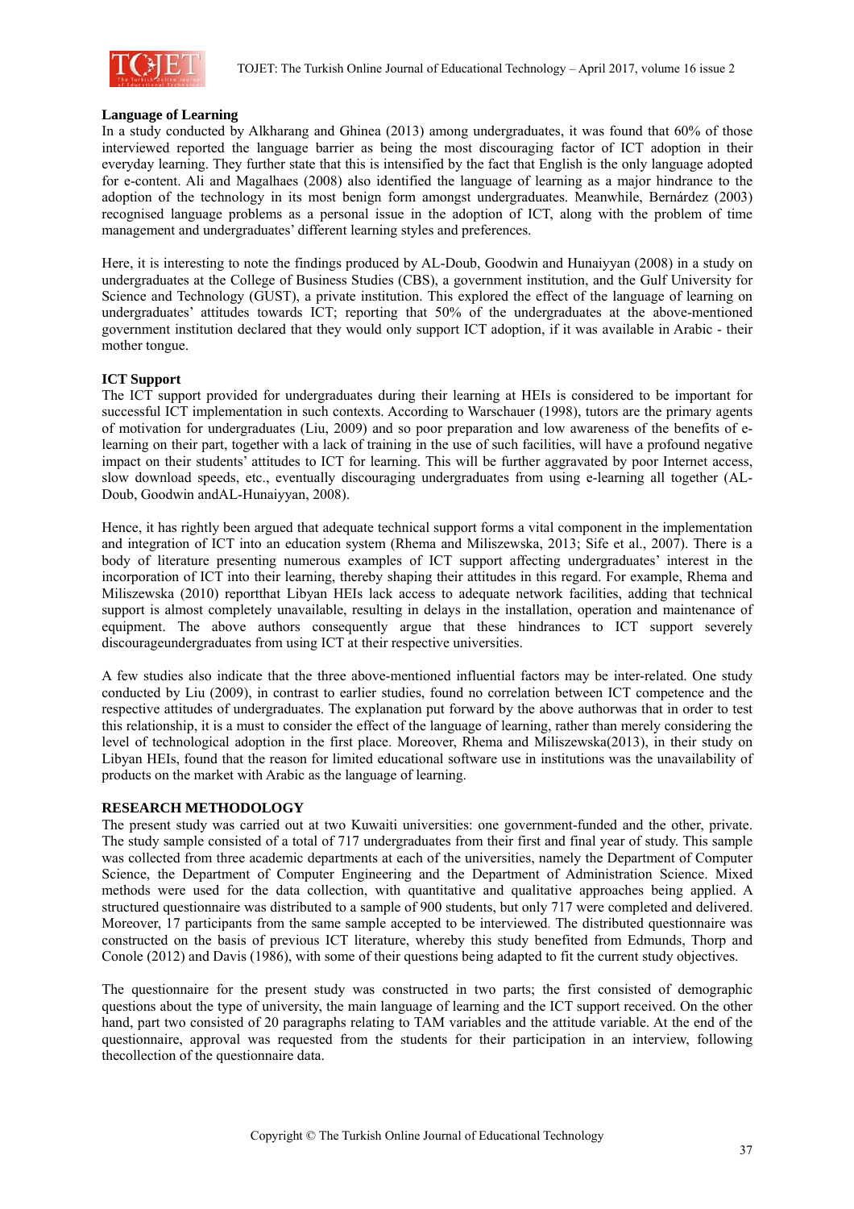**Language of Learning**

In a study conducted by Alkharang and Ghinea (2013) among undergraduates, it was found that 60% of those interviewed reported the language barrier as being the most discouraging factor of ICT adoption in their everyday learning. They further state that this is intensified by the fact that English is the only language adopted for e-content. Ali and Magalhaes (2008) also identified the language of learning as a major hindrance to the adoption of the technology in its most benign form amongst undergraduates. Meanwhile, Bernárdez (2003) recognised language problems as a personal issue in the adoption of ICT, along with the problem of time management and undergraduates' different learning styles and preferences.

Here, it is interesting to note the findings produced by AL-Doub, Goodwin and Hunaiyyan (2008) in a study on undergraduates at the College of Business Studies (CBS), a government institution, and the Gulf University for Science and Technology (GUST), a private institution. This explored the effect of the language of learning on undergraduates' attitudes towards ICT; reporting that 50% of the undergraduates at the above-mentioned government institution declared that they would only support ICT adoption, if it was available in Arabic - their mother tongue.

**ICT Support**

The ICT support provided for undergraduates during their learning at HEIs is considered to be important for successful ICT implementation in such contexts. According to Warschauer (1998), tutors are the primary agents of motivation for undergraduates (Liu, 2009) and so poor preparation and low awareness of the benefits of e-learning on their part, together with a lack of training in the use of such facilities, will have a profound negative impact on their students' attitudes to ICT for learning. This will be further aggravated by poor Internet access, slow download speeds, etc., eventually discouraging undergraduates from using e-learning all together (AL-Doub, Goodwin andAL-Hunaiyyan, 2008).

Hence, it has rightly been argued that adequate technical support forms a vital component in the implementation and integration of ICT into an education system (Rhema and Miliszewska, 2013; Sife et al., 2007). There is a body of literature presenting numerous examples of ICT support affecting undergraduates' interest in the incorporation of ICT into their learning, thereby shaping their attitudes in this regard. For example, Rhema and Miliszewska (2010) reportthat Libyan HEIs lack access to adequate network facilities, adding that technical support is almost completely unavailable, resulting in delays in the installation, operation and maintenance of equipment. The above authors consequently argue that these hindrances to ICT support severely discourageundergraduates from using ICT at their respective universities.

A few studies also indicate that the three above-mentioned influential factors may be inter-related. One study conducted by Liu (2009), in contrast to earlier studies, found no correlation between ICT competence and the respective attitudes of undergraduates. The explanation put forward by the above authorwas that in order to test this relationship, it is a must to consider the effect of the language of learning, rather than merely considering the level of technological adoption in the first place. Moreover, Rhema and Miliszewska(2013), in their study on Libyan HEIs, found that the reason for limited educational software use in institutions was the unavailability of products on the market with Arabic as the language of learning.

## RESEARCH METHODOLOGY

The present study was carried out at two Kuwaiti universities: one government-funded and the other, private. The study sample consisted of a total of 717 undergraduates from their first and final year of study. This sample was collected from three academic departments at each of the universities, namely the Department of Computer Science, the Department of Computer Engineering and the Department of Administration Science. Mixed methods were used for the data collection, with quantitative and qualitative approaches being applied. A structured questionnaire was distributed to a sample of 900 students, but only 717 were completed and delivered. Moreover, 17 participants from the same sample accepted to be interviewed. The distributed questionnaire was constructed on the basis of previous ICT literature, whereby this study benefited from Edmunds, Thorp and Conole (2012) and Davis (1986), with some of their questions being adapted to fit the current study objectives.

The questionnaire for the present study was constructed in two parts; the first consisted of demographic questions about the type of university, the main language of learning and the ICT support received. On the other hand, part two consisted of 20 paragraphs relating to TAM variables and the attitude variable. At the end of the questionnaire, approval was requested from the students for their participation in an interview, following thecollection of the questionnaire data.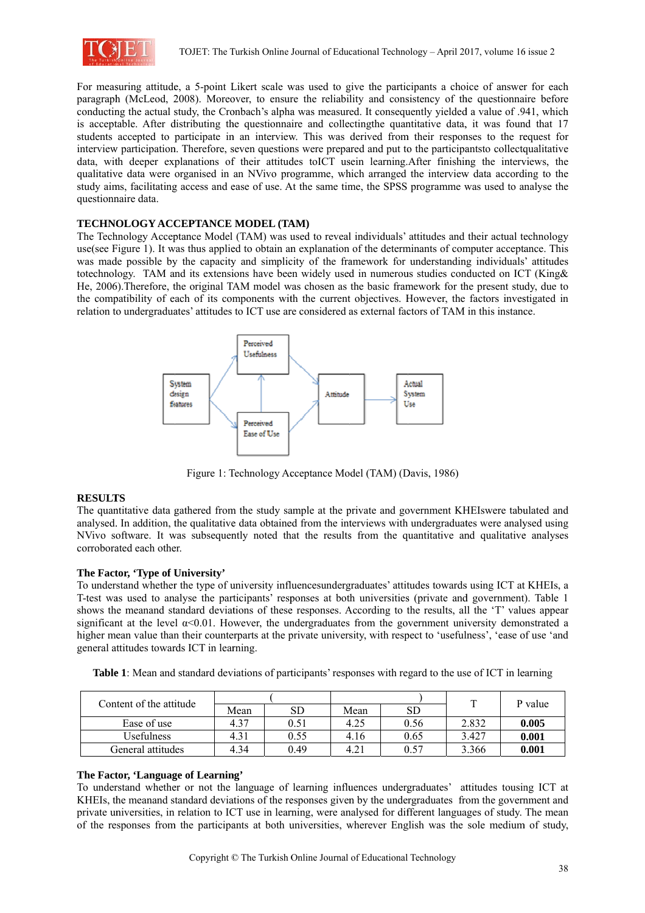For measuring attitude, a 5-point Likert scale was used to give the participants a choice of answer for each paragraph (McLeod, 2008). Moreover, to ensure the reliability and consistency of the questionnaire before conducting the actual study, the Cronbach's alpha was measured. It consequently yielded a value of .941, which is acceptable. After distributing the questionnaire and collectingthe quantitative data, it was found that 17 students accepted to participate in an interview. This was derived from their responses to the request for interview participation. Therefore, seven questions were prepared and put to the participantsto collectqualitative data, with deeper explanations of their attitudes toICT usein learning.After finishing the interviews, the qualitative data were organised in an NVivo programme, which arranged the interview data according to the study aims, facilitating access and ease of use. At the same time, the SPSS programme was used to analyse the questionnaire data.

## TECHNOLOGY ACCEPTANCE MODEL (TAM)

The Technology Acceptance Model (TAM) was used to reveal individuals' attitudes and their actual technology use(see Figure 1). It was thus applied to obtain an explanation of the determinants of computer acceptance. This was made possible by the capacity and simplicity of the framework for understanding individuals' attitudes totechnology. TAM and its extensions have been widely used in numerous studies conducted on ICT (King& He, 2006).Therefore, the original TAM model was chosen as the basic framework for the present study, due to the compatibility of each of its components with the current objectives. However, the factors investigated in relation to undergraduates' attitudes to ICT use are considered as external factors of TAM in this instance.

Figure 1: Technology Acceptance Model (TAM) (Davis, 1986)

## RESULTS

The quantitative data gathered from the study sample at the private and government KHEIswere tabulated and analysed. In addition, the qualitative data obtained from the interviews with undergraduates were analysed using NVivo software. It was subsequently noted that the results from the quantitative and qualitative analyses corroborated each other.

### The Factor, 'Type of University'

To understand whether the type of university influencesundergraduates' attitudes towards using ICT at KHEIs, a T-test was used to analyse the participants' responses at both universities (private and government). Table 1 shows the meanand standard deviations of these responses. According to the results, all the 'T' values appear significant at the level $\alpha<0.01$. However, the undergraduates from the government university demonstrated a higher mean value than their counterparts at the private university, with respect to 'usefulness', 'ease of use 'and general attitudes towards ICT in learning.

**Table 1**: Mean and standard deviations of participants' responses with regard to the use of ICT in learning

| Content of the attitude | ( | | ) | | T | P value |
|---|---|---|---|---|---|---|
| | Mean | SD | Mean | SD | | |
| Ease of use | 4.37 | 0.51 | 4.25 | 0.56 | 2.832 | **0.005** |
| Usefulness | 4.31 | 0.55 | 4.16 | 0.65 | 3.427 | **0.001** |
| General attitudes | 4.34 | 0.49 | 4.21 | 0.57 | 3.366 | **0.001** |

### The Factor, 'Language of Learning'

To understand whether or not the language of learning influences undergraduates' attitudes tousing ICT at KHEIs, the meanand standard deviations of the responses given by the undergraduates from the government and private universities, in relation to ICT use in learning, were analysed for different languages of study. The mean of the responses from the participants at both universities, wherever English was the sole medium of study,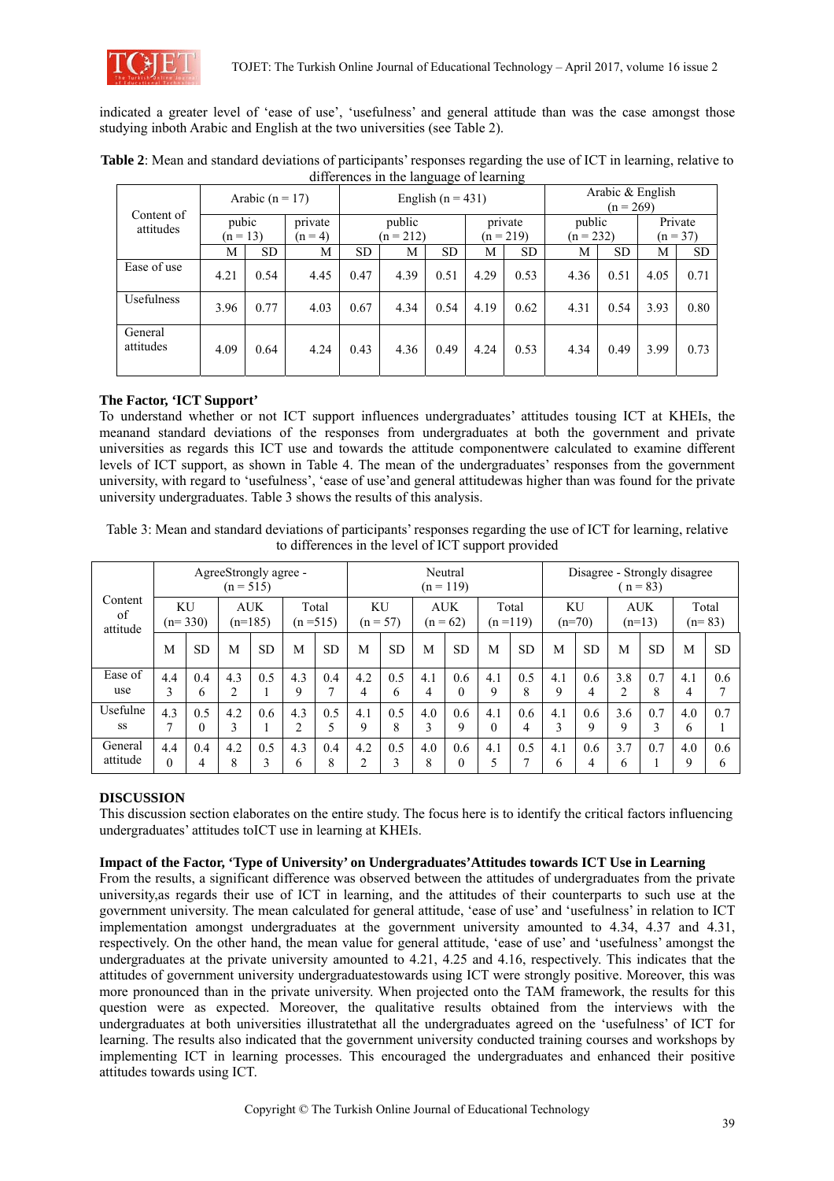indicated a greater level of 'ease of use', 'usefulness' and general attitude than was the case amongst those studying inboth Arabic and English at the two universities (see Table 2).

**Table 2**: Mean and standard deviations of participants' responses regarding the use of ICT in learning, relative to differences in the language of learning

| Content of attitudes | Arabic (n = 17) | | | English (n = 431) | | | | Arabic & English (n = 269) | | | |
|---|---|---|---|---|---|---|---|---|---|---|---|
| | pubic (n = 13) | | private (n = 4) | | public (n = 212) | | private (n = 219) | | public (n = 232) | | Private (n = 37) |
| | M | SD | M | SD | M | SD | M | SD | M | SD | M | SD |
| Ease of use | 4.21 | 0.54 | 4.45 | 0.47 | 4.39 | 0.51 | 4.29 | 0.53 | 4.36 | 0.51 | 4.05 | 0.71 |
| Usefulness | 3.96 | 0.77 | 4.03 | 0.67 | 4.34 | 0.54 | 4.19 | 0.62 | 4.31 | 0.54 | 3.93 | 0.80 |
| General attitudes | 4.09 | 0.64 | 4.24 | 0.43 | 4.36 | 0.49 | 4.24 | 0.53 | 4.34 | 0.49 | 3.99 | 0.73 |

**The Factor, 'ICT Support'**

To understand whether or not ICT support influences undergraduates' attitudes tousing ICT at KHEIs, the meanand standard deviations of the responses from undergraduates at both the government and private universities as regards this ICT use and towards the attitude componentwere calculated to examine different levels of ICT support, as shown in Table 4. The mean of the undergraduates' responses from the government university, with regard to 'usefulness', 'ease of use'and general attitudewas higher than was found for the private university undergraduates. Table 3 shows the results of this analysis.

Table 3: Mean and standard deviations of participants' responses regarding the use of ICT for learning, relative to differences in the level of ICT support provided

| Content of attitude | AgreeStrongly agree - (n = 515) | | | | | | Neutral (n = 119) | | | | | | Disagree - Strongly disagree ( n = 83) | | | | | |
|---|---|---|---|---|---|---|---|---|---|---|---|---|---|---|---|---|---|---|
| | KU (n= 330) | | AUK (n=185) | | Total (n =515) | | KU (n = 57) | | AUK (n = 62) | | Total (n =119) | | KU (n=70) | | AUK (n=13) | | Total (n= 83) | |
| | M | SD | M | SD | M | SD | M | SD | M | SD | M | SD | M | SD | M | SD | M | SD |
| Ease of use | 4.43 | 0.46 | 4.32 | 0.51 | 4.39 | 0.47 | 4.24 | 0.56 | 4.14 | 0.60 | 4.19 | 0.58 | 4.19 | 0.64 | 3.82 | 0.78 | 4.14 | 0.67 |
| Usefulness | 4.37 | 0.50 | 4.23 | 0.61 | 4.32 | 0.55 | 4.19 | 0.58 | 4.03 | 0.69 | 4.10 | 0.64 | 4.13 | 0.69 | 3.69 | 0.73 | 4.06 | 0.71 |
| General attitude | 4.40 | 0.44 | 4.28 | 0.53 | 4.36 | 0.48 | 4.22 | 0.53 | 4.08 | 0.60 | 4.15 | 0.57 | 4.16 | 0.64 | 3.76 | 0.71 | 4.09 | 0.66 |

## DISCUSSION

This discussion section elaborates on the entire study. The focus here is to identify the critical factors influencing undergraduates' attitudes toICT use in learning at KHEIs.

**Impact of the Factor, 'Type of University' on Undergraduates'Attitudes towards ICT Use in Learning**

From the results, a significant difference was observed between the attitudes of undergraduates from the private university,as regards their use of ICT in learning, and the attitudes of their counterparts to such use at the government university. The mean calculated for general attitude, 'ease of use' and 'usefulness' in relation to ICT implementation amongst undergraduates at the government university amounted to 4.34, 4.37 and 4.31, respectively. On the other hand, the mean value for general attitude, 'ease of use' and 'usefulness' amongst the undergraduates at the private university amounted to 4.21, 4.25 and 4.16, respectively. This indicates that the attitudes of government university undergraduatestowards using ICT were strongly positive. Moreover, this was more pronounced than in the private university. When projected onto the TAM framework, the results for this question were as expected. Moreover, the qualitative results obtained from the interviews with the undergraduates at both universities illustratethat all the undergraduates agreed on the 'usefulness' of ICT for learning. The results also indicated that the government university conducted training courses and workshops by implementing ICT in learning processes. This encouraged the undergraduates and enhanced their positive attitudes towards using ICT.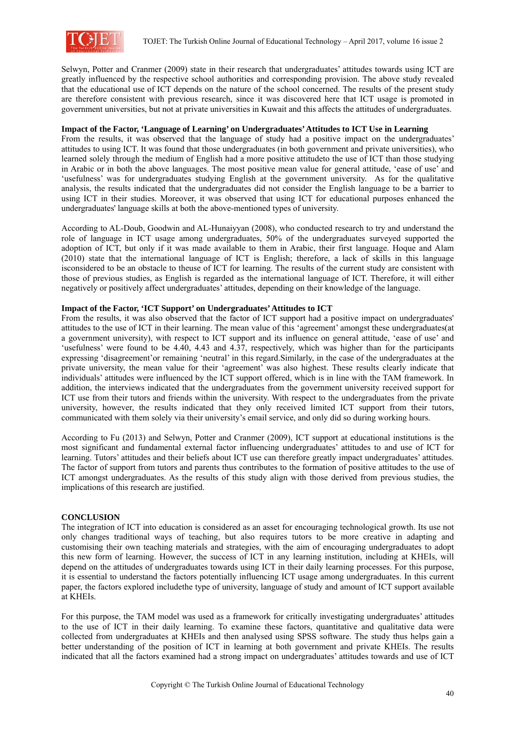Selwyn, Potter and Cranmer (2009) state in their research that undergraduates' attitudes towards using ICT are greatly influenced by the respective school authorities and corresponding provision. The above study revealed that the educational use of ICT depends on the nature of the school concerned. The results of the present study are therefore consistent with previous research, since it was discovered here that ICT usage is promoted in government universities, but not at private universities in Kuwait and this affects the attitudes of undergraduates.

**Impact of the Factor, 'Language of Learning' on Undergraduates' Attitudes to ICT Use in Learning**

From the results, it was observed that the language of study had a positive impact on the undergraduates' attitudes to using ICT. It was found that those undergraduates (in both government and private universities), who learned solely through the medium of English had a more positive attitudeto the use of ICT than those studying in Arabic or in both the above languages. The most positive mean value for general attitude, 'ease of use' and 'usefulness' was for undergraduates studying English at the government university. As for the qualitative analysis, the results indicated that the undergraduates did not consider the English language to be a barrier to using ICT in their studies. Moreover, it was observed that using ICT for educational purposes enhanced the undergraduates' language skills at both the above-mentioned types of university.

According to AL-Doub, Goodwin and AL-Hunaiyyan (2008), who conducted research to try and understand the role of language in ICT usage among undergraduates, 50% of the undergraduates surveyed supported the adoption of ICT, but only if it was made available to them in Arabic, their first language. Hoque and Alam (2010) state that the international language of ICT is English; therefore, a lack of skills in this language isconsidered to be an obstacle to theuse of ICT for learning. The results of the current study are consistent with those of previous studies, as English is regarded as the international language of ICT. Therefore, it will either negatively or positively affect undergraduates' attitudes, depending on their knowledge of the language.

**Impact of the Factor, 'ICT Support' on Undergraduates' Attitudes to ICT**

From the results, it was also observed that the factor of ICT support had a positive impact on undergraduates' attitudes to the use of ICT in their learning. The mean value of this 'agreement' amongst these undergraduates(at a government university), with respect to ICT support and its influence on general attitude, 'ease of use' and 'usefulness' were found to be 4.40, 4.43 and 4.37, respectively, which was higher than for the participants expressing 'disagreement'or remaining 'neutral' in this regard.Similarly, in the case of the undergraduates at the private university, the mean value for their 'agreement' was also highest. These results clearly indicate that individuals' attitudes were influenced by the ICT support offered, which is in line with the TAM framework. In addition, the interviews indicated that the undergraduates from the government university received support for ICT use from their tutors and friends within the university. With respect to the undergraduates from the private university, however, the results indicated that they only received limited ICT support from their tutors, communicated with them solely via their university's email service, and only did so during working hours.

According to Fu (2013) and Selwyn, Potter and Cranmer (2009), ICT support at educational institutions is the most significant and fundamental external factor influencing undergraduates' attitudes to and use of ICT for learning. Tutors' attitudes and their beliefs about ICT use can therefore greatly impact undergraduates' attitudes. The factor of support from tutors and parents thus contributes to the formation of positive attitudes to the use of ICT amongst undergraduates. As the results of this study align with those derived from previous studies, the implications of this research are justified.

## CONCLUSION

The integration of ICT into education is considered as an asset for encouraging technological growth. Its use not only changes traditional ways of teaching, but also requires tutors to be more creative in adapting and customising their own teaching materials and strategies, with the aim of encouraging undergraduates to adopt this new form of learning. However, the success of ICT in any learning institution, including at KHEIs, will depend on the attitudes of undergraduates towards using ICT in their daily learning processes. For this purpose, it is essential to understand the factors potentially influencing ICT usage among undergraduates. In this current paper, the factors explored includethe type of university, language of study and amount of ICT support available at KHEIs.

For this purpose, the TAM model was used as a framework for critically investigating undergraduates' attitudes to the use of ICT in their daily learning. To examine these factors, quantitative and qualitative data were collected from undergraduates at KHEIs and then analysed using SPSS software. The study thus helps gain a better understanding of the position of ICT in learning at both government and private KHEIs. The results indicated that all the factors examined had a strong impact on undergraduates' attitudes towards and use of ICT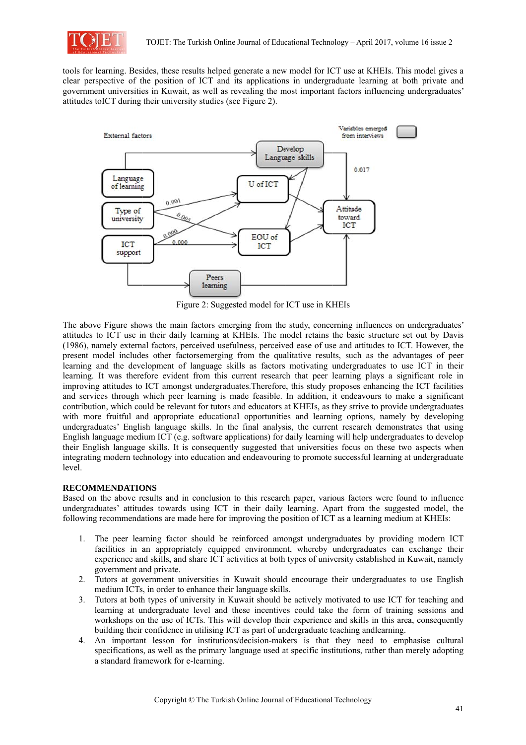tools for learning. Besides, these results helped generate a new model for ICT use at KHEIs. This model gives a clear perspective of the position of ICT and its applications in undergraduate learning at both private and government universities in Kuwait, as well as revealing the most important factors influencing undergraduates' attitudes toICT during their university studies (see Figure 2).

Figure 2: Suggested model for ICT use in KHEIs

The above Figure shows the main factors emerging from the study, concerning influences on undergraduates' attitudes to ICT use in their daily learning at KHEIs. The model retains the basic structure set out by Davis (1986), namely external factors, perceived usefulness, perceived ease of use and attitudes to ICT. However, the present model includes other factorsemerging from the qualitative results, such as the advantages of peer learning and the development of language skills as factors motivating undergraduates to use ICT in their learning. It was therefore evident from this current research that peer learning plays a significant role in improving attitudes to ICT amongst undergraduates.Therefore, this study proposes enhancing the ICT facilities and services through which peer learning is made feasible. In addition, it endeavours to make a significant contribution, which could be relevant for tutors and educators at KHEIs, as they strive to provide undergraduates with more fruitful and appropriate educational opportunities and learning options, namely by developing undergraduates' English language skills. In the final analysis, the current research demonstrates that using English language medium ICT (e.g. software applications) for daily learning will help undergraduates to develop their English language skills. It is consequently suggested that universities focus on these two aspects when integrating modern technology into education and endeavouring to promote successful learning at undergraduate level.

## RECOMMENDATIONS

Based on the above results and in conclusion to this research paper, various factors were found to influence undergraduates' attitudes towards using ICT in their daily learning. Apart from the suggested model, the following recommendations are made here for improving the position of ICT as a learning medium at KHEIs:

1. The peer learning factor should be reinforced amongst undergraduates by providing modern ICT facilities in an appropriately equipped environment, whereby undergraduates can exchange their experience and skills, and share ICT activities at both types of university established in Kuwait, namely government and private.
2. Tutors at government universities in Kuwait should encourage their undergraduates to use English medium ICTs, in order to enhance their language skills.
3. Tutors at both types of university in Kuwait should be actively motivated to use ICT for teaching and learning at undergraduate level and these incentives could take the form of training sessions and workshops on the use of ICTs. This will develop their experience and skills in this area, consequently building their confidence in utilising ICT as part of undergraduate teaching andlearning.
4. An important lesson for institutions/decision-makers is that they need to emphasise cultural specifications, as well as the primary language used at specific institutions, rather than merely adopting a standard framework for e-learning.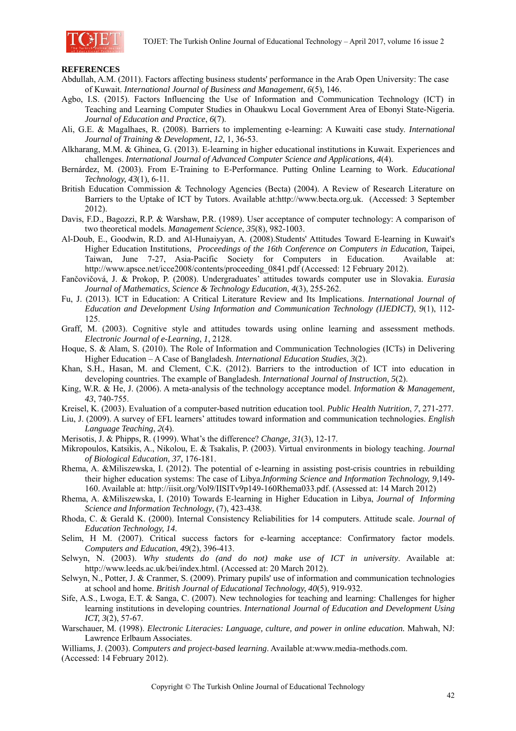**REFERENCES**

Abdullah, A.M. (2011). Factors affecting business students' performance in the Arab Open University: The case of Kuwait. *International Journal of Business and Management*, *6*(5), 146.

Agbo, I.S. (2015). Factors Influencing the Use of Information and Communication Technology (ICT) in Teaching and Learning Computer Studies in Ohaukwu Local Government Area of Ebonyi State-Nigeria. *Journal of Education and Practice*, *6*(7).

Ali, G.E. & Magalhaes, R. (2008). Barriers to implementing e-learning: A Kuwaiti case study. *International Journal of Training & Development*, *12*, 1, 36-53.

Alkharang, M.M. & Ghinea, G. (2013). E-learning in higher educational institutions in Kuwait. Experiences and challenges. *International Journal of Advanced Computer Science and Applications, 4*(4).

Bernárdez, M. (2003). From E-Training to E-Performance. Putting Online Learning to Work. *Educational Technology, 43*(1), 6-11.

British Education Commission & Technology Agencies (Becta) (2004). A Review of Research Literature on Barriers to the Uptake of ICT by Tutors. Available at:http://www.becta.org.uk. (Accessed: 3 September 2012).

Davis, F.D., Bagozzi, R.P. & Warshaw, P.R. (1989). User acceptance of computer technology: A comparison of two theoretical models. *Management Science*, *35*(8), 982-1003.

Al-Doub, E., Goodwin, R.D. and Al-Hunaiyyan, A. (2008).Students' Attitudes Toward E-learning in Kuwait's Higher Education Institutions, *Proceedings of the 16th Conference on Computers in Education,* Taipei, Taiwan, June 7-27, Asia-Pacific Society for Computers in Education. Available at: http://www.apsce.net/icce2008/contents/proceeding_0841.pdf (Accessed: 12 February 2012).

Fančovičová, J. & Prokop, P. (2008). Undergraduates' attitudes towards computer use in Slovakia. *Eurasia Journal of Mathematics, Science & Technology Education*, *4*(3), 255-262.

Fu, J. (2013). ICT in Education: A Critical Literature Review and Its Implications. *International Journal of Education and Development Using Information and Communication Technology (IJEDICT)*, *9*(1), 112-125.

Graff, M. (2003). Cognitive style and attitudes towards using online learning and assessment methods. *Electronic Journal of e-Learning*, *1*, 2128.

Hoque, S. & Alam, S. (2010). The Role of Information and Communication Technologies (ICTs) in Delivering Higher Education – A Case of Bangladesh. *International Education Studies*, *3*(2).

Khan, S.H., Hasan, M. and Clement, C.K. (2012). Barriers to the introduction of ICT into education in developing countries. The example of Bangladesh. *International Journal of Instruction, 5*(2).

King, W.R. & He, J. (2006). A meta-analysis of the technology acceptance model. *Information & Management, 43*, 740-755.

Kreisel, K. (2003). Evaluation of a computer-based nutrition education tool. *Public Health Nutrition*, *7*, 271-277.

Liu, J. (2009). A survey of EFL learners' attitudes toward information and communication technologies. *English Language Teaching*, *2*(4).

Merisotis, J. & Phipps, R. (1999). What's the difference? *Change, 31*(3), 12-17.

Mikropoulos, Katsikis, A., Nikolou, E. & Tsakalis, P. (2003). Virtual environments in biology teaching. *Journal of Biological Education, 37*, 176-181.

Rhema, A. &Miliszewska, I. (2012). The potential of e-learning in assisting post-crisis countries in rebuilding their higher education systems: The case of Libya.*Informing Science and Information Technology, 9*,149-160. Available at: http://iisit.org/Vol9/IISITv9p149-160Rhema033.pdf. (Assessed at: 14 March 2012)

Rhema, A. &Miliszewska, I. (2010) Towards E-learning in Higher Education in Libya, *Journal of Informing Science and Information Technology*, (7), 423-438.

Rhoda, C. & Gerald K. (2000). Internal Consistency Reliabilities for 14 computers. Attitude scale. *Journal of Education Technology, 14*.

Selim, H M. (2007). Critical success factors for e-learning acceptance: Confirmatory factor models. *Computers and Education*, *49*(2), 396-413.

Selwyn, N. (2003). *Why students do (and do not) make use of ICT in university*. Available at: http://www.leeds.ac.uk/bei/index.html. (Accessed at: 20 March 2012).

Selwyn, N., Potter, J. & Cranmer, S. (2009). Primary pupils' use of information and communication technologies at school and home. *British Journal of Educational Technology, 40*(5), 919-932.

Sife, A.S., Lwoga, E.T. & Sanga, C. (2007). New technologies for teaching and learning: Challenges for higher learning institutions in developing countries. *International Journal of Education and Development Using ICT, 3*(2), 57-67.

Warschauer, M. (1998). *Electronic Literacies: Language, culture, and power in online education.* Mahwah, NJ: Lawrence Erlbaum Associates.

Williams, J. (2003). *Computers and project-based learning*. Available at:www.media-methods.com. (Accessed: 14 February 2012).